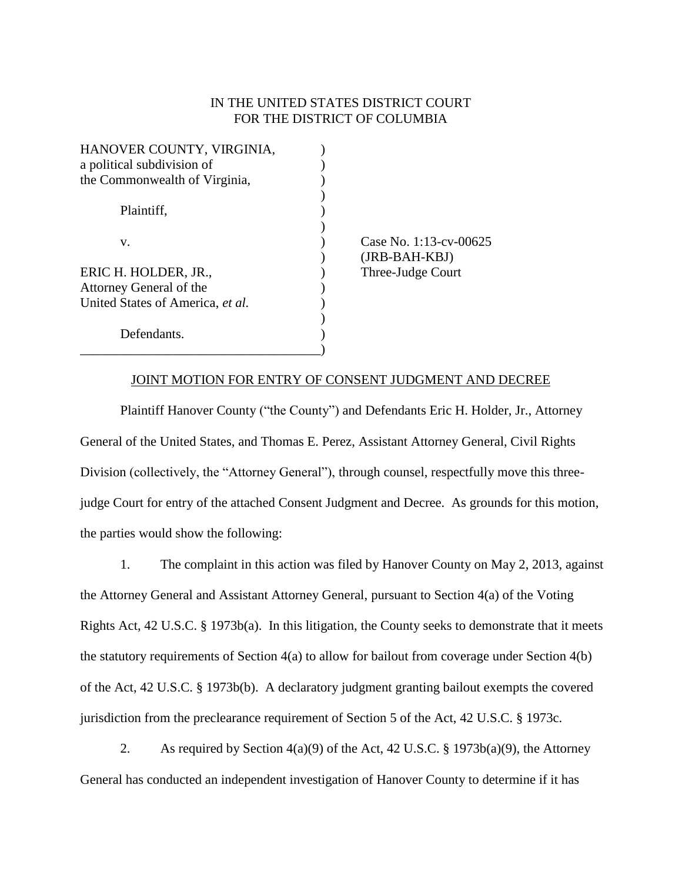IN THE UNITED STATES DISTRICT COURT
FOR THE DISTRICT OF COLUMBIA

| | | |
|---|---|---|
| HANOVER COUNTY, VIRGINIA, a political subdivision of the Commonwealth of Virginia, | ) | |
| Plaintiff, | ) | |
| v. | ) | Case No. 1:13-cv-00625 (JRB-BAH-KBJ) Three-Judge Court |
| ERIC H. HOLDER, JR., Attorney General of the United States of America, *et al.* | ) | |
| Defendants. | ) | |

JOINT MOTION FOR ENTRY OF CONSENT JUDGMENT AND DECREE

Plaintiff Hanover County ("the County") and Defendants Eric H. Holder, Jr., Attorney General of the United States, and Thomas E. Perez, Assistant Attorney General, Civil Rights Division (collectively, the "Attorney General"), through counsel, respectfully move this three-judge Court for entry of the attached Consent Judgment and Decree. As grounds for this motion, the parties would show the following:

1. The complaint in this action was filed by Hanover County on May 2, 2013, against the Attorney General and Assistant Attorney General, pursuant to Section 4(a) of the Voting Rights Act, 42 U.S.C. § 1973b(a). In this litigation, the County seeks to demonstrate that it meets the statutory requirements of Section 4(a) to allow for bailout from coverage under Section 4(b) of the Act, 42 U.S.C. § 1973b(b). A declaratory judgment granting bailout exempts the covered jurisdiction from the preclearance requirement of Section 5 of the Act, 42 U.S.C. § 1973c.

2. As required by Section 4(a)(9) of the Act, 42 U.S.C. § 1973b(a)(9), the Attorney General has conducted an independent investigation of Hanover County to determine if it has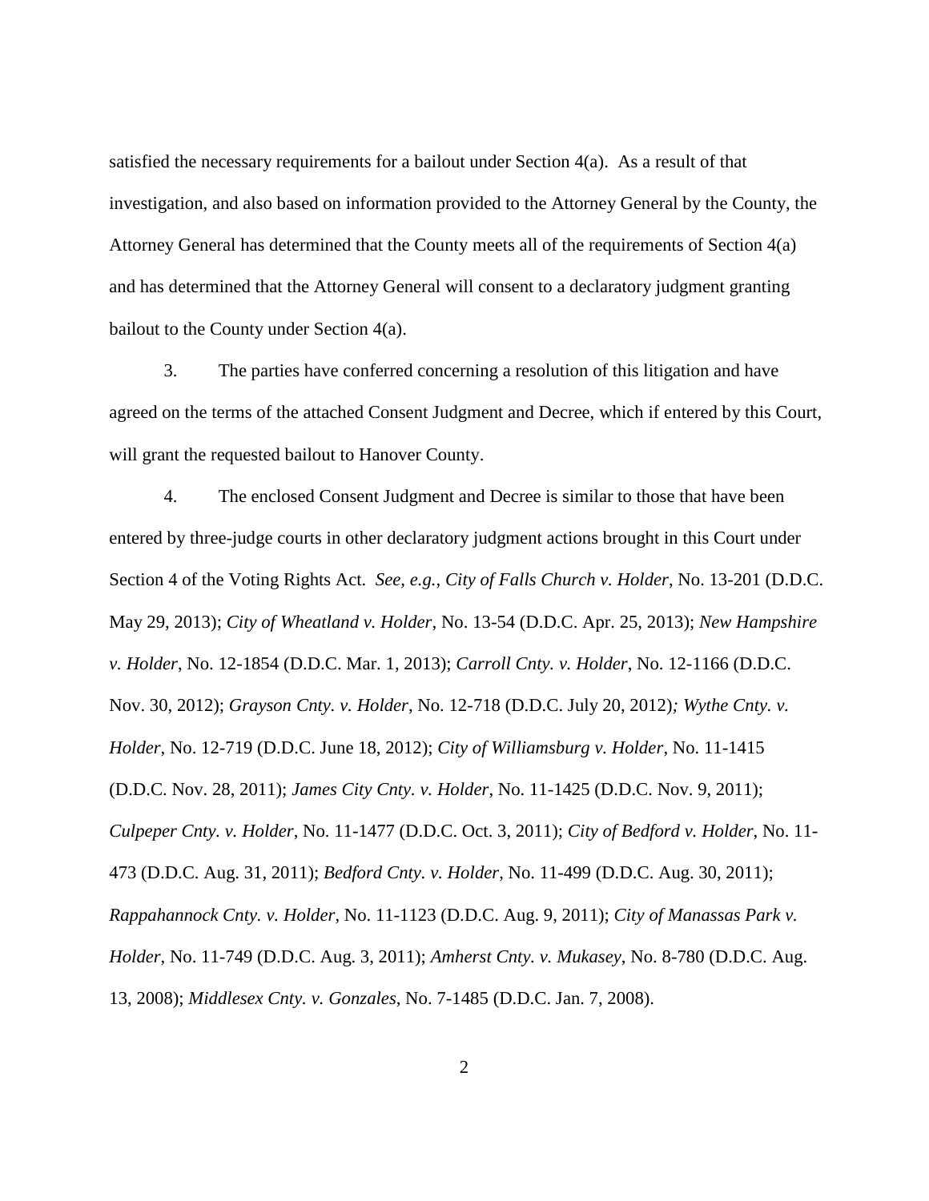satisfied the necessary requirements for a bailout under Section 4(a). As a result of that investigation, and also based on information provided to the Attorney General by the County, the Attorney General has determined that the County meets all of the requirements of Section 4(a) and has determined that the Attorney General will consent to a declaratory judgment granting bailout to the County under Section 4(a).

3. The parties have conferred concerning a resolution of this litigation and have agreed on the terms of the attached Consent Judgment and Decree, which if entered by this Court, will grant the requested bailout to Hanover County.

4. The enclosed Consent Judgment and Decree is similar to those that have been entered by three-judge courts in other declaratory judgment actions brought in this Court under Section 4 of the Voting Rights Act. *See, e.g., City of Falls Church v. Holder*, No. 13-201 (D.D.C. May 29, 2013); *City of Wheatland v. Holder*, No. 13-54 (D.D.C. Apr. 25, 2013); *New Hampshire v. Holder*, No. 12-1854 (D.D.C. Mar. 1, 2013); *Carroll Cnty. v. Holder*, No. 12-1166 (D.D.C. Nov. 30, 2012); *Grayson Cnty. v. Holder*, No. 12-718 (D.D.C. July 20, 2012); *Wythe Cnty. v. Holder*, No. 12-719 (D.D.C. June 18, 2012); *City of Williamsburg v. Holder*, No. 11-1415 (D.D.C. Nov. 28, 2011); *James City Cnty. v. Holder*, No. 11-1425 (D.D.C. Nov. 9, 2011); *Culpeper Cnty. v. Holder*, No. 11-1477 (D.D.C. Oct. 3, 2011); *City of Bedford v. Holder*, No. 11-473 (D.D.C. Aug. 31, 2011); *Bedford Cnty. v. Holder*, No. 11-499 (D.D.C. Aug. 30, 2011); *Rappahannock Cnty. v. Holder*, No. 11-1123 (D.D.C. Aug. 9, 2011); *City of Manassas Park v. Holder*, No. 11-749 (D.D.C. Aug. 3, 2011); *Amherst Cnty. v. Mukasey*, No. 8-780 (D.D.C. Aug. 13, 2008); *Middlesex Cnty. v. Gonzales*, No. 7-1485 (D.D.C. Jan. 7, 2008).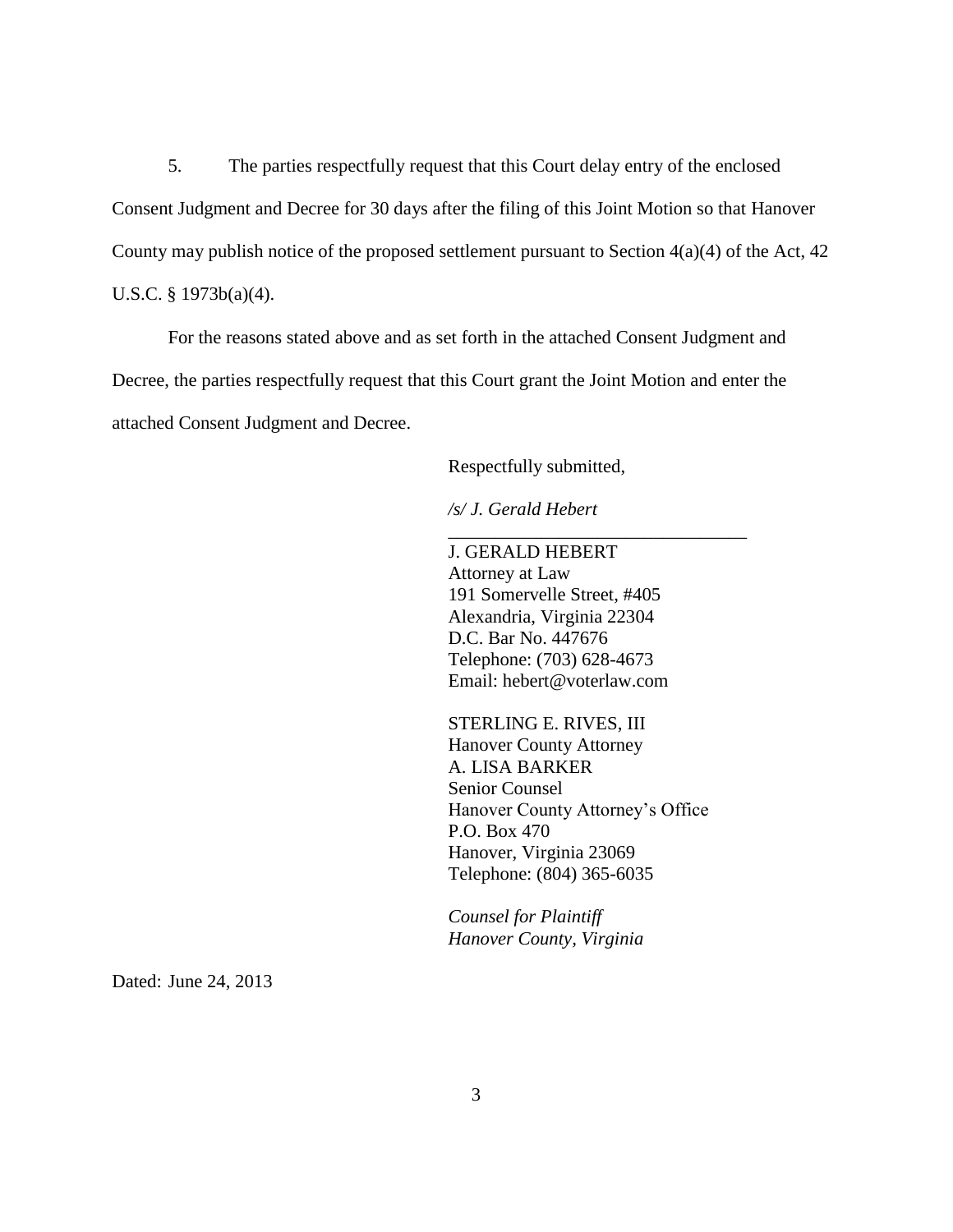5. The parties respectfully request that this Court delay entry of the enclosed Consent Judgment and Decree for 30 days after the filing of this Joint Motion so that Hanover County may publish notice of the proposed settlement pursuant to Section 4(a)(4) of the Act, 42 U.S.C. § 1973b(a)(4).

For the reasons stated above and as set forth in the attached Consent Judgment and Decree, the parties respectfully request that this Court grant the Joint Motion and enter the attached Consent Judgment and Decree.

Respectfully submitted,

*/s/ J. Gerald Hebert*

\_\_\_\_\_\_\_\_\_\_\_\_\_\_\_\_\_\_\_\_\_\_\_\_\_\_\_\_\_\_\_\_\_

J. GERALD HEBERT
Attorney at Law
191 Somervelle Street, #405
Alexandria, Virginia 22304
D.C. Bar No. 447676
Telephone: (703) 628-4673
Email: hebert@voterlaw.com

STERLING E. RIVES, III
Hanover County Attorney
A. LISA BARKER
Senior Counsel
Hanover County Attorney's Office
P.O. Box 470
Hanover, Virginia 23069
Telephone: (804) 365-6035

*Counsel for Plaintiff*
*Hanover County, Virginia*

Dated: June 24, 2013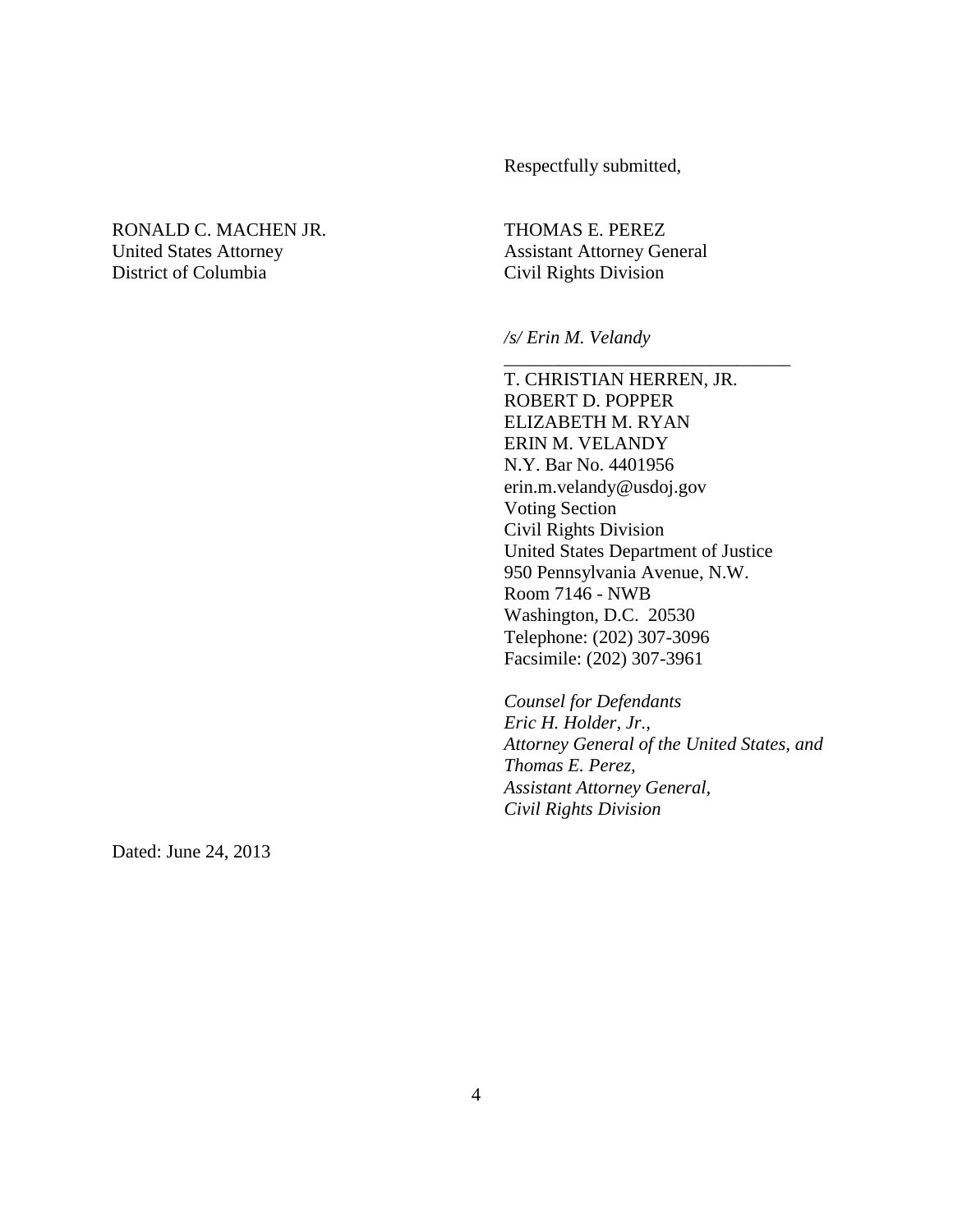Respectfully submitted,

RONALD C. MACHEN JR.
United States Attorney
District of Columbia

THOMAS E. PEREZ
Assistant Attorney General
Civil Rights Division

*/s/ Erin M. Velandy*
_______________________________
T. CHRISTIAN HERREN, JR.
ROBERT D. POPPER
ELIZABETH M. RYAN
ERIN M. VELANDY
N.Y. Bar No. 4401956
erin.m.velandy@usdoj.gov
Voting Section
Civil Rights Division
United States Department of Justice
950 Pennsylvania Avenue, N.W.
Room 7146 - NWB
Washington, D.C. 20530
Telephone: (202) 307-3096
Facsimile: (202) 307-3961

*Counsel for Defendants*
*Eric H. Holder, Jr.,*
*Attorney General of the United States, and*
*Thomas E. Perez,*
*Assistant Attorney General,*
*Civil Rights Division*

Dated: June 24, 2013